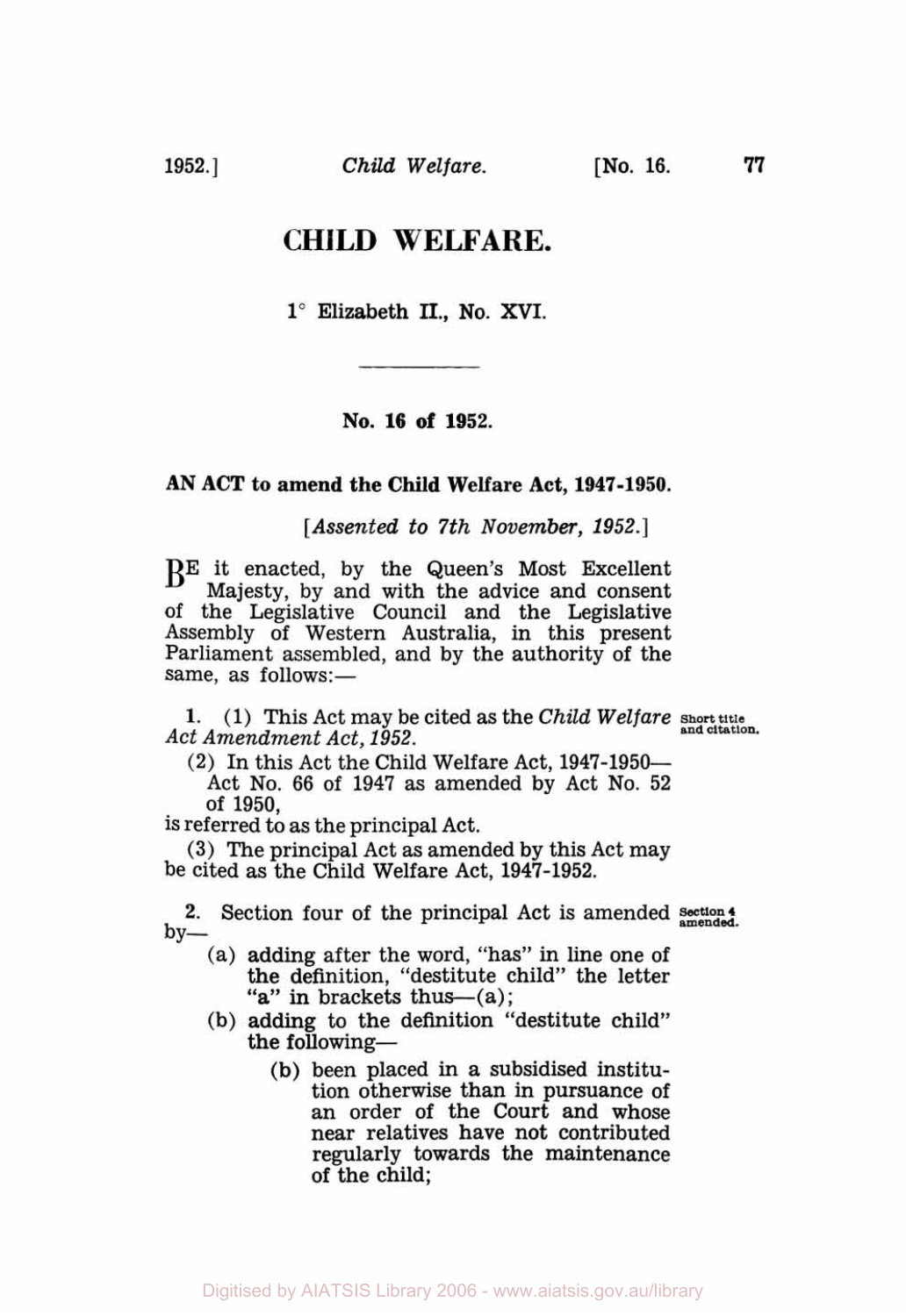# CHILD WELFARE.

1° Elizabeth II., No. XVI.

---

**No. 16 of 1952.**

**AN ACT to amend the Child Welfare Act, 1947-1950.**

[*Assented to 7th November, 1952.*]

BE it enacted, by the Queen's Most Excellent Majesty, by and with the advice and consent of the Legislative Council and the Legislative Assembly of Western Australia, in this present Parliament assembled, and by the authority of the same, as follows:—

**1.** (1) This Act may be cited as the *Child Welfare Act Amendment Act, 1952.* **Short title and citation.**

(2) In this Act the Child Welfare Act, 1947-1950—
Act No. 66 of 1947 as amended by Act No. 52 of 1950,
is referred to as the principal Act.

(3) The principal Act as amended by this Act may be cited as the Child Welfare Act, 1947-1952.

**2.** Section four of the principal Act is amended by— **Section 4 amended.**

(a) adding after the word, "has" in line one of the definition, "destitute child" the letter "a" in brackets thus—(a);

(b) adding to the definition "destitute child" the following—

(b) been placed in a subsidised institution otherwise than in pursuance of an order of the Court and whose near relatives have not contributed regularly towards the maintenance of the child;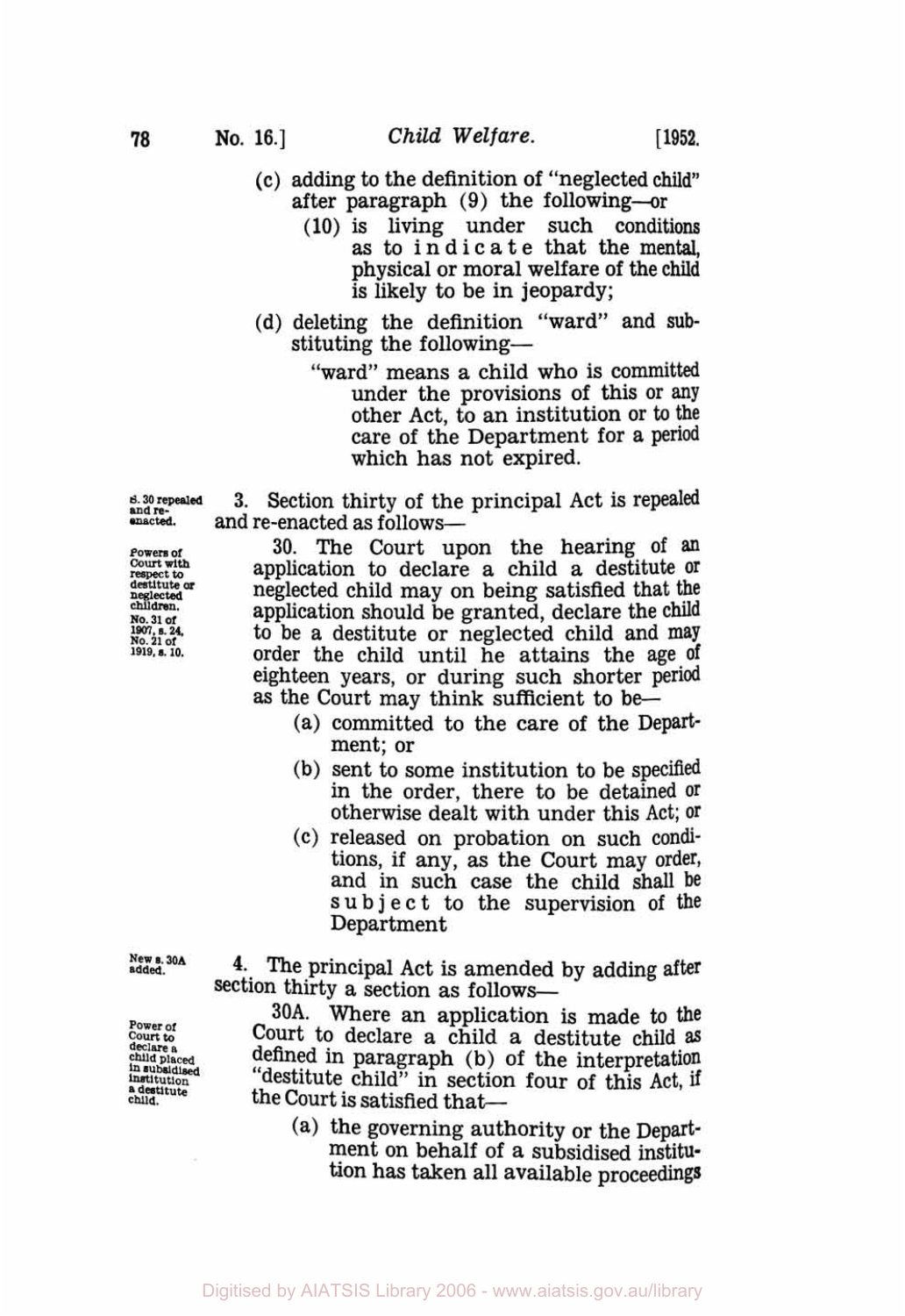(c) adding to the definition of "neglected child" after paragraph (9) the following—or

> (10) is living under such conditions as to indicate that the mental, physical or moral welfare of the child is likely to be in jeopardy;

(d) deleting the definition "ward" and substituting the following—

> "ward" means a child who is committed under the provisions of this or any other Act, to an institution or to the care of the Department for a period which has not expired.

*s. 30 repealed and re-enacted.*

3. Section thirty of the principal Act is repealed and re-enacted as follows—

*Powers of Court with respect to destitute or neglected children. No. 31 of 1907, s. 24. No. 21 of 1919, s. 10.*

30. The Court upon the hearing of an application to declare a child a destitute or neglected child may on being satisfied that the application should be granted, declare the child to be a destitute or neglected child and may order the child until he attains the age of eighteen years, or during such shorter period as the Court may think sufficient to be—

> (a) committed to the care of the Department; or
>
> (b) sent to some institution to be specified in the order, there to be detained or otherwise dealt with under this Act; or
>
> (c) released on probation on such conditions, if any, as the Court may order, and in such case the child shall be subject to the supervision of the Department

*New s. 30A added.*

4. The principal Act is amended by adding after section thirty a section as follows—

*Power of Court to declare a child placed in subsidised institution a destitute child.*

30A. Where an application is made to the Court to declare a child a destitute child as defined in paragraph (b) of the interpretation "destitute child" in section four of this Act, if the Court is satisfied that—

> (a) the governing authority or the Department on behalf of a subsidised institution has taken all available proceedings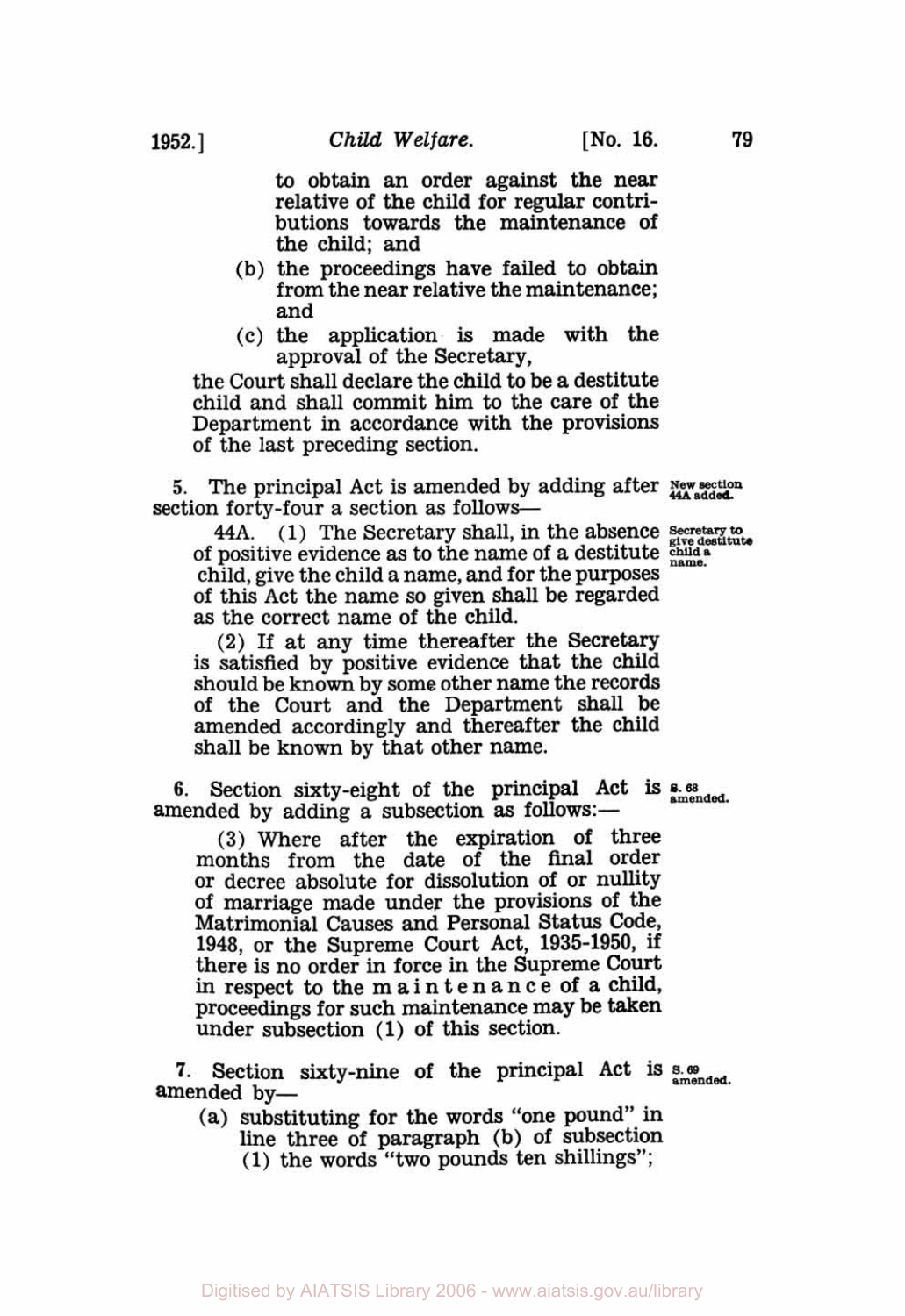to obtain an order against the near relative of the child for regular contributions towards the maintenance of the child; and

(b) the proceedings have failed to obtain from the near relative the maintenance; and

(c) the application is made with the approval of the Secretary,

the Court shall declare the child to be a destitute child and shall commit him to the care of the Department in accordance with the provisions of the last preceding section.

5. The principal Act is amended by adding after section forty-four a section as follows—

*New section 44A added.*

44A. (1) The Secretary shall, in the absence of positive evidence as to the name of a destitute child, give the child a name, and for the purposes of this Act the name so given shall be regarded as the correct name of the child.

*Secretary to give destitute child a name.*

(2) If at any time thereafter the Secretary is satisfied by positive evidence that the child should be known by some other name the records of the Court and the Department shall be amended accordingly and thereafter the child shall be known by that other name.

6. Section sixty-eight of the principal Act is amended by adding a subsection as follows:—

*S. 68 amended.*

(3) Where after the expiration of three months from the date of the final order or decree absolute for dissolution of or nullity of marriage made under the provisions of the Matrimonial Causes and Personal Status Code, 1948, or the Supreme Court Act, 1935-1950, if there is no order in force in the Supreme Court in respect to the maintenance of a child, proceedings for such maintenance may be taken under subsection (1) of this section.

7. Section sixty-nine of the principal Act is amended by—

*S. 69 amended.*

(a) substituting for the words "one pound" in line three of paragraph (b) of subsection (1) the words "two pounds ten shillings";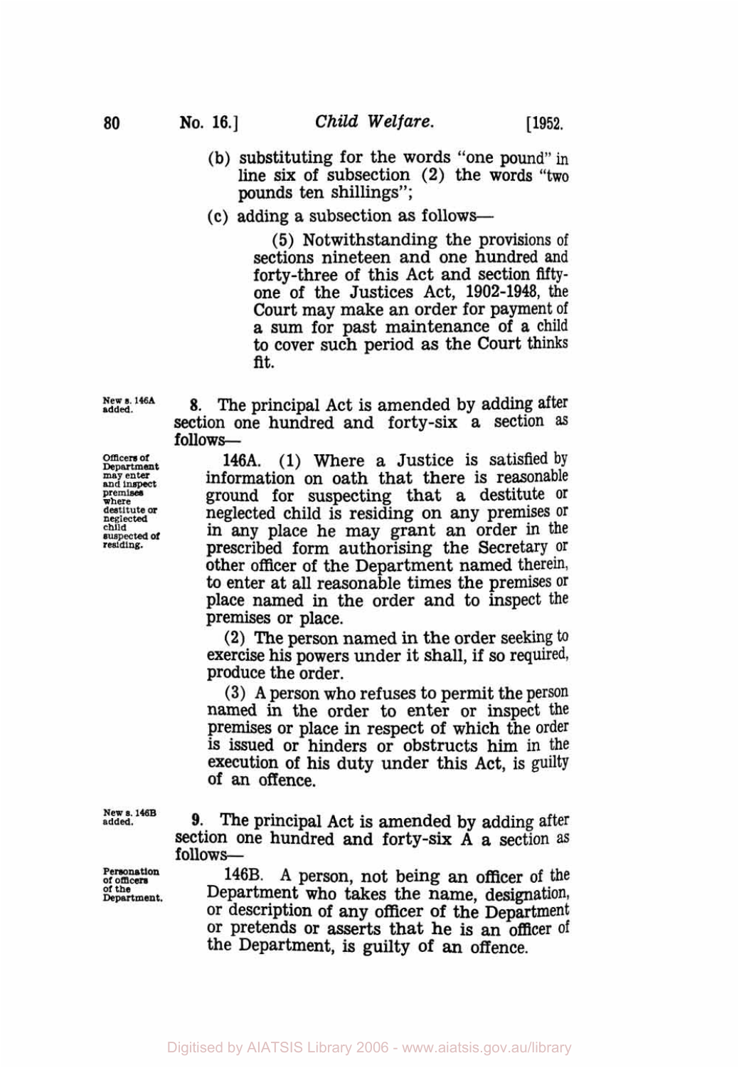(b) substituting for the words "one pound" in line six of subsection (2) the words "two pounds ten shillings";

(c) adding a subsection as follows—

> (5) Notwithstanding the provisions of sections nineteen and one hundred and forty-three of this Act and section fifty-one of the Justices Act, 1902-1948, the Court may make an order for payment of a sum for past maintenance of a child to cover such period as the Court thinks fit.

*New s. 146A added.*

8. The principal Act is amended by adding after section one hundred and forty-six a section as follows—

*Officers of Department may enter and inspect premises where destitute or neglected child suspected of residing.*

> 146A. (1) Where a Justice is satisfied by information on oath that there is reasonable ground for suspecting that a destitute or neglected child is residing on any premises or in any place he may grant an order in the prescribed form authorising the Secretary or other officer of the Department named therein, to enter at all reasonable times the premises or place named in the order and to inspect the premises or place.
>
> (2) The person named in the order seeking to exercise his powers under it shall, if so required, produce the order.
>
> (3) A person who refuses to permit the person named in the order to enter or inspect the premises or place in respect of which the order is issued or hinders or obstructs him in the execution of his duty under this Act, is guilty of an offence.

*New s. 146B added.*

9. The principal Act is amended by adding after section one hundred and forty-six A a section as follows—

*Personation of officers of the Department.*

> 146B. A person, not being an officer of the Department who takes the name, designation, or description of any officer of the Department or pretends or asserts that he is an officer of the Department, is guilty of an offence.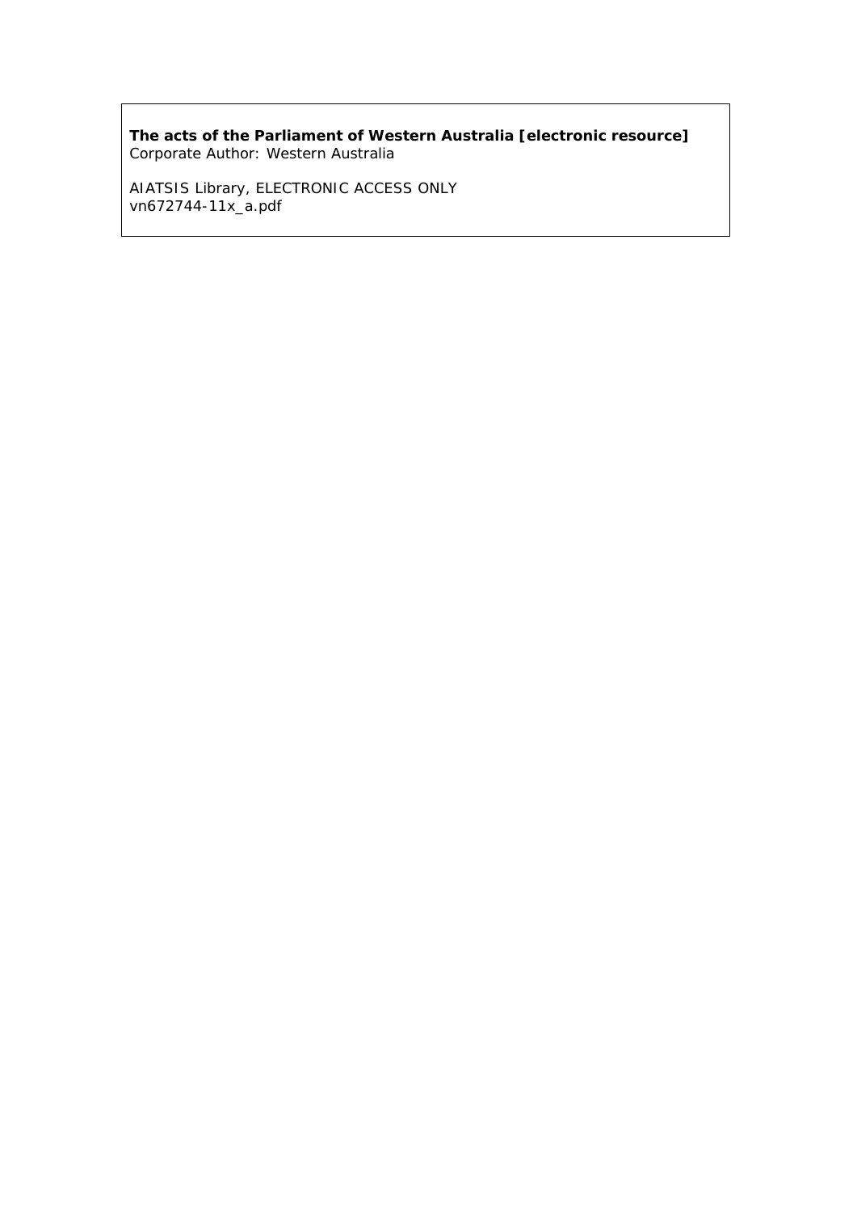**The acts of the Parliament of Western Australia [electronic resource]**
Corporate Author: Western Australia

AIATSIS Library, ELECTRONIC ACCESS ONLY
vn672744-11x_a.pdf